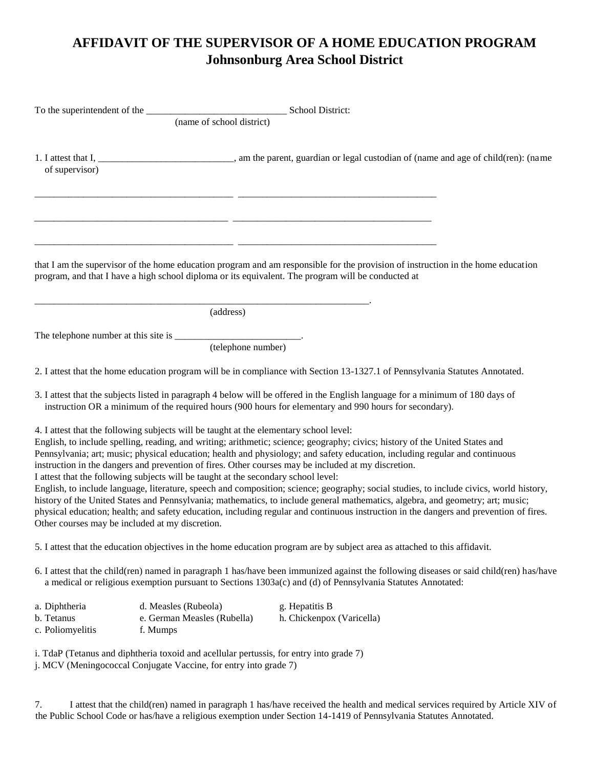# AFFIDAVIT OF THE SUPERVISOR OF A HOME EDUCATION PROGRAM
## Johnsonburg Area School District

To the superintendent of the _____________________________ School District:
(name of school district)

1. I attest that I, ____________________________, am the parent, guardian or legal custodian of (name and age of child(ren): (name of supervisor)

_________________________________________ _________________________________________

_________________________________________ _________________________________________

_________________________________________ _________________________________________

that I am the supervisor of the home education program and am responsible for the provision of instruction in the home education program, and that I have a high school diploma or its equivalent. The program will be conducted at

_______________________________________________________________________.
(address)

The telephone number at this site is __________________________.
(telephone number)

2. I attest that the home education program will be in compliance with Section 13-1327.1 of Pennsylvania Statutes Annotated.

3. I attest that the subjects listed in paragraph 4 below will be offered in the English language for a minimum of 180 days of instruction OR a minimum of the required hours (900 hours for elementary and 990 hours for secondary).

4. I attest that the following subjects will be taught at the elementary school level:
English, to include spelling, reading, and writing; arithmetic; science; geography; civics; history of the United States and Pennsylvania; art; music; physical education; health and physiology; and safety education, including regular and continuous instruction in the dangers and prevention of fires. Other courses may be included at my discretion.
I attest that the following subjects will be taught at the secondary school level:
English, to include language, literature, speech and composition; science; geography; social studies, to include civics, world history, history of the United States and Pennsylvania; mathematics, to include general mathematics, algebra, and geometry; art; music; physical education; health; and safety education, including regular and continuous instruction in the dangers and prevention of fires. Other courses may be included at my discretion.

5. I attest that the education objectives in the home education program are by subject area as attached to this affidavit.

6. I attest that the child(ren) named in paragraph 1 has/have been immunized against the following diseases or said child(ren) has/have a medical or religious exemption pursuant to Sections 1303a(c) and (d) of Pennsylvania Statutes Annotated:

a. Diphtheria
b. Tetanus
c. Poliomyelitis
d. Measles (Rubeola)
e. German Measles (Rubella)
f. Mumps
g. Hepatitis B
h. Chickenpox (Varicella)

i. TdaP (Tetanus and diphtheria toxoid and acellular pertussis, for entry into grade 7)
j. MCV (Meningococcal Conjugate Vaccine, for entry into grade 7)

7. I attest that the child(ren) named in paragraph 1 has/have received the health and medical services required by Article XIV of the Public School Code or has/have a religious exemption under Section 14-1419 of Pennsylvania Statutes Annotated.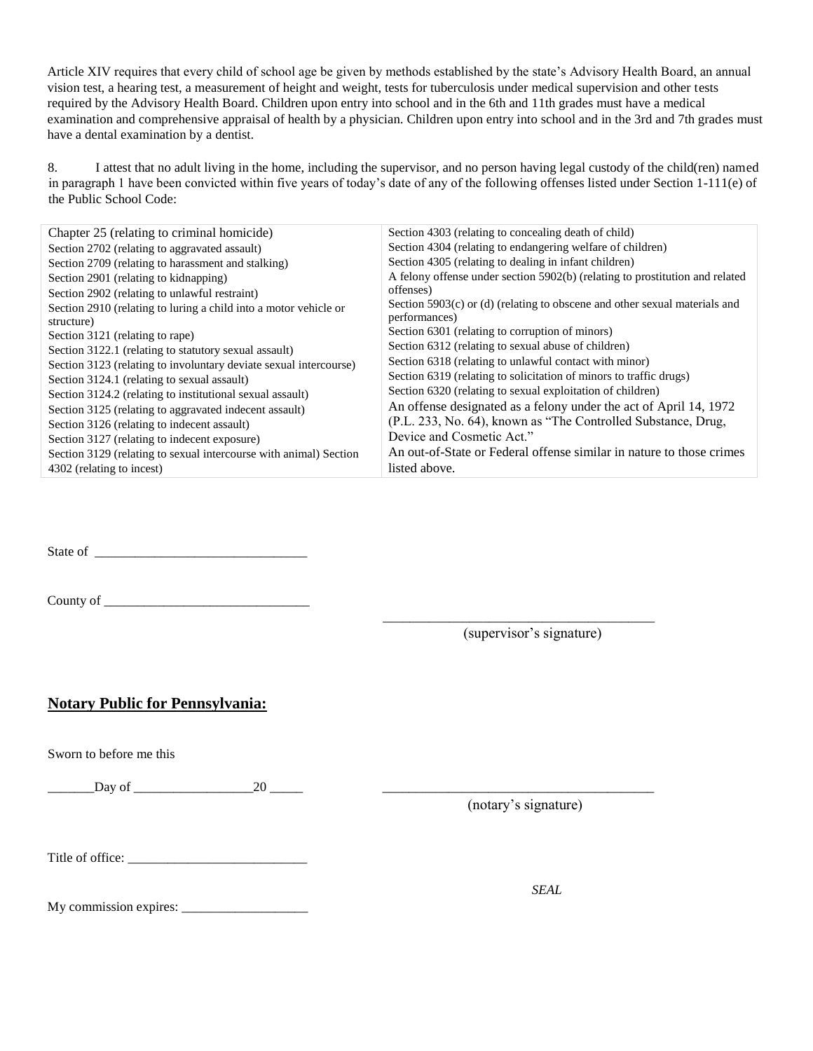Article XIV requires that every child of school age be given by methods established by the state's Advisory Health Board, an annual vision test, a hearing test, a measurement of height and weight, tests for tuberculosis under medical supervision and other tests required by the Advisory Health Board. Children upon entry into school and in the 6th and 11th grades must have a medical examination and comprehensive appraisal of health by a physician. Children upon entry into school and in the 3rd and 7th grades must have a dental examination by a dentist.

8. I attest that no adult living in the home, including the supervisor, and no person having legal custody of the child(ren) named in paragraph 1 have been convicted within five years of today's date of any of the following offenses listed under Section 1-111(e) of the Public School Code:

| | |
|---|---|
| Chapter 25 (relating to criminal homicide)<br>Section 2702 (relating to aggravated assault)<br>Section 2709 (relating to harassment and stalking)<br>Section 2901 (relating to kidnapping)<br>Section 2902 (relating to unlawful restraint)<br>Section 2910 (relating to luring a child into a motor vehicle or structure)<br>Section 3121 (relating to rape)<br>Section 3122.1 (relating to statutory sexual assault)<br>Section 3123 (relating to involuntary deviate sexual intercourse)<br>Section 3124.1 (relating to sexual assault)<br>Section 3124.2 (relating to institutional sexual assault)<br>Section 3125 (relating to aggravated indecent assault)<br>Section 3126 (relating to indecent assault)<br>Section 3127 (relating to indecent exposure)<br>Section 3129 (relating to sexual intercourse with animal) Section 4302 (relating to incest) | Section 4303 (relating to concealing death of child)<br>Section 4304 (relating to endangering welfare of children)<br>Section 4305 (relating to dealing in infant children)<br>A felony offense under section 5902(b) (relating to prostitution and related offenses)<br>Section 5903(c) or (d) (relating to obscene and other sexual materials and performances)<br>Section 6301 (relating to corruption of minors)<br>Section 6312 (relating to sexual abuse of children)<br>Section 6318 (relating to unlawful contact with minor)<br>Section 6319 (relating to solicitation of minors to traffic drugs)<br>Section 6320 (relating to sexual exploitation of children)<br>An offense designated as a felony under the act of April 14, 1972 (P.L. 233, No. 64), known as "The Controlled Substance, Drug, Device and Cosmetic Act."<br>An out-of-State or Federal offense similar in nature to those crimes listed above. |

State of ________________________________

County of _______________________________

________________________________________
(supervisor's signature)

**Notary Public for Pennsylvania:**

Sworn to before me this

_______Day of __________________20 _____

________________________________________
(notary's signature)

Title of office: ___________________________

*SEAL*

My commission expires: ___________________